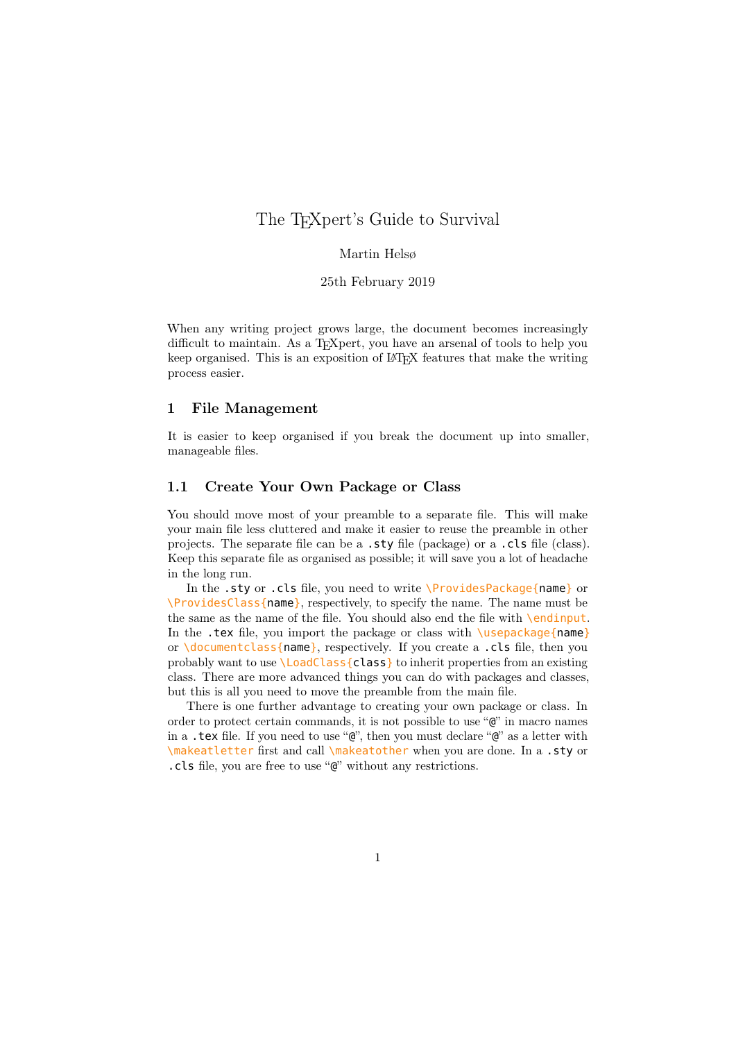# The TEXpert's Guide to Survival

Martin Helsø

25th February 2019

When any writing project grows large, the document becomes increasingly difficult to maintain. As a TEXpert, you have an arsenal of tools to help you keep organised. This is an exposition of LATEX features that make the writing process easier.

## 1 File Management

It is easier to keep organised if you break the document up into smaller, manageable files.

### 1.1 Create Your Own Package or Class

You should move most of your preamble to a separate file. This will make your main file less cluttered and make it easier to reuse the preamble in other projects. The separate file can be a `.sty` file (package) or a `.cls` file (class). Keep this separate file as organised as possible; it will save you a lot of headache in the long run.

In the `.sty` or `.cls` file, you need to write `\ProvidesPackage{name}` or `\ProvidesClass{name}`, respectively, to specify the name. The name must be the same as the name of the file. You should also end the file with `\endinput`. In the `.tex` file, you import the package or class with `\usepackage{name}` or `\documentclass{name}`, respectively. If you create a `.cls` file, then you probably want to use `\LoadClass{class}` to inherit properties from an existing class. There are more advanced things you can do with packages and classes, but this is all you need to move the preamble from the main file.

There is one further advantage to creating your own package or class. In order to protect certain commands, it is not possible to use "`@`" in macro names in a `.tex` file. If you need to use "`@`", then you must declare "`@`" as a letter with `\makeatletter` first and call `\makeatother` when you are done. In a `.sty` or `.cls` file, you are free to use "`@`" without any restrictions.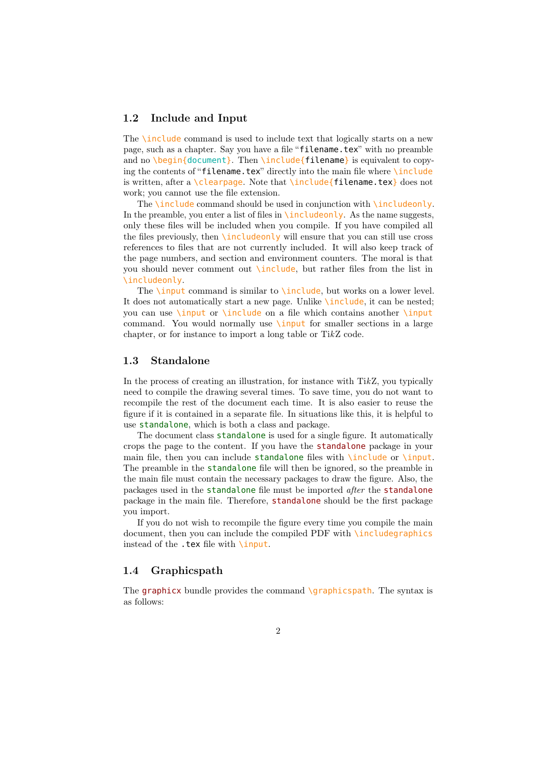## 1.2 Include and Input

The `\include` command is used to include text that logically starts on a new page, such as a chapter. Say you have a file "`filename.tex`" with no preamble and no `\begin{document}`. Then `\include{filename}` is equivalent to copying the contents of "`filename.tex`" directly into the main file where `\include` is written, after a `\clearpage`. Note that `\include{filename.tex}` does not work; you cannot use the file extension.

The `\include` command should be used in conjunction with `\includeonly`. In the preamble, you enter a list of files in `\includeonly`. As the name suggests, only these files will be included when you compile. If you have compiled all the files previously, then `\includeonly` will ensure that you can still use cross references to files that are not currently included. It will also keep track of the page numbers, and section and environment counters. The moral is that you should never comment out `\include`, but rather files from the list in `\includeonly`.

The `\input` command is similar to `\include`, but works on a lower level. It does not automatically start a new page. Unlike `\include`, it can be nested; you can use `\input` or `\include` on a file which contains another `\input` command. You would normally use `\input` for smaller sections in a large chapter, or for instance to import a long table or Ti*k*Z code.

## 1.3 Standalone

In the process of creating an illustration, for instance with Ti*k*Z, you typically need to compile the drawing several times. To save time, you do not want to recompile the rest of the document each time. It is also easier to reuse the figure if it is contained in a separate file. In situations like this, it is helpful to use `standalone`, which is both a class and package.

The document class `standalone` is used for a single figure. It automatically crops the page to the content. If you have the `standalone` package in your main file, then you can include `standalone` files with `\include` or `\input`. The preamble in the `standalone` file will then be ignored, so the preamble in the main file must contain the necessary packages to draw the figure. Also, the packages used in the `standalone` file must be imported *after* the `standalone` package in the main file. Therefore, `standalone` should be the first package you import.

If you do not wish to recompile the figure every time you compile the main document, then you can include the compiled PDF with `\includegraphics` instead of the `.tex` file with `\input`.

## 1.4 Graphicspath

The `graphicx` bundle provides the command `\graphicspath`. The syntax is as follows: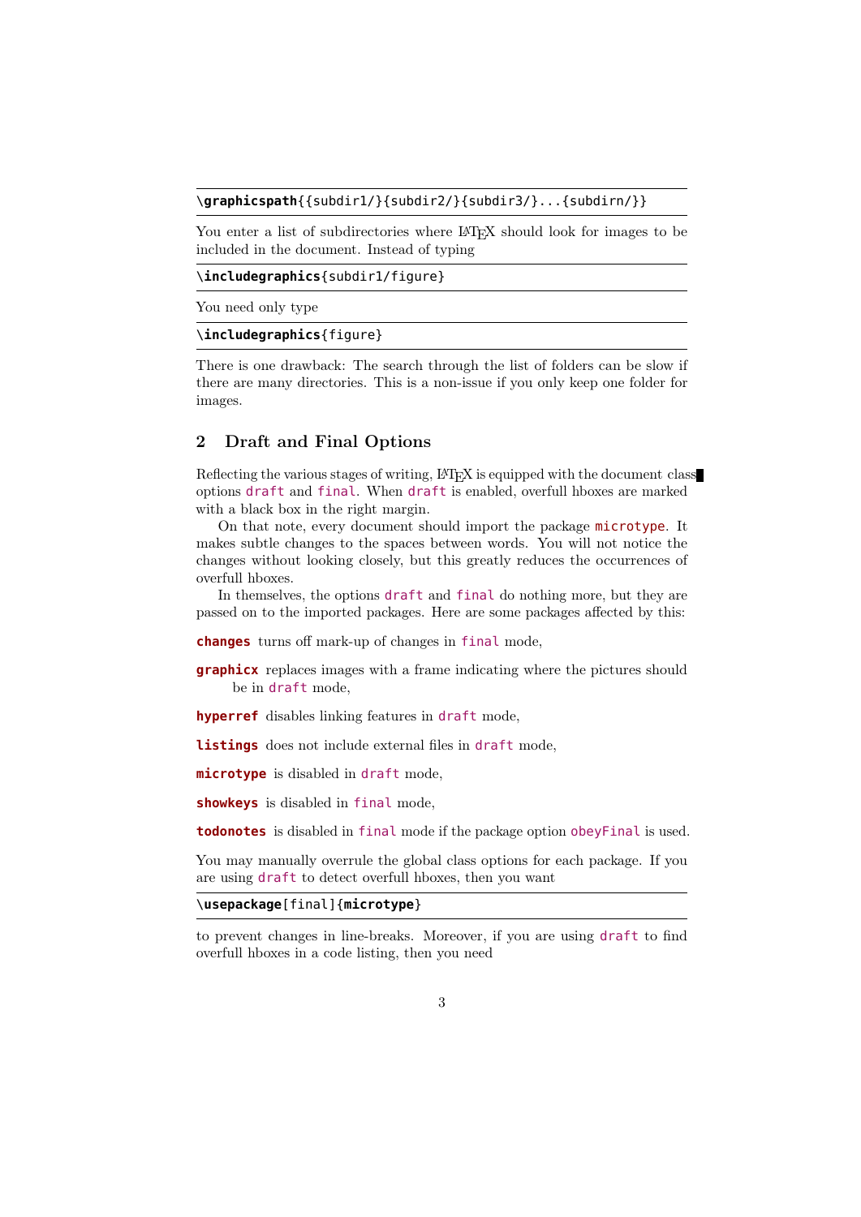```
\graphicspath{{subdir1/}{subdir2/}{subdir3/}...{subdirn/}}
```

You enter a list of subdirectories where LaTeX should look for images to be included in the document. Instead of typing

```
\includegraphics{subdir1/figure}
```

You need only type

```
\includegraphics{figure}
```

There is one drawback: The search through the list of folders can be slow if there are many directories. This is a non-issue if you only keep one folder for images.

## 2 Draft and Final Options

Reflecting the various stages of writing, LaTeX is equipped with the document class options `draft` and `final`. When `draft` is enabled, overfull hboxes are marked with a black box in the right margin.

On that note, every document should import the package `microtype`. It makes subtle changes to the spaces between words. You will not notice the changes without looking closely, but this greatly reduces the occurrences of overfull hboxes.

In themselves, the options `draft` and `final` do nothing more, but they are passed on to the imported packages. Here are some packages affected by this:

**changes** turns off mark-up of changes in `final` mode,

**graphicx** replaces images with a frame indicating where the pictures should be in `draft` mode,

**hyperref** disables linking features in `draft` mode,

**listings** does not include external files in `draft` mode,

**microtype** is disabled in `draft` mode,

**showkeys** is disabled in `final` mode,

**todonotes** is disabled in `final` mode if the package option `obeyFinal` is used.

You may manually overrule the global class options for each package. If you are using `draft` to detect overfull hboxes, then you want

```
\usepackage[final]{microtype}
```

to prevent changes in line-breaks. Moreover, if you are using `draft` to find overfull hboxes in a code listing, then you need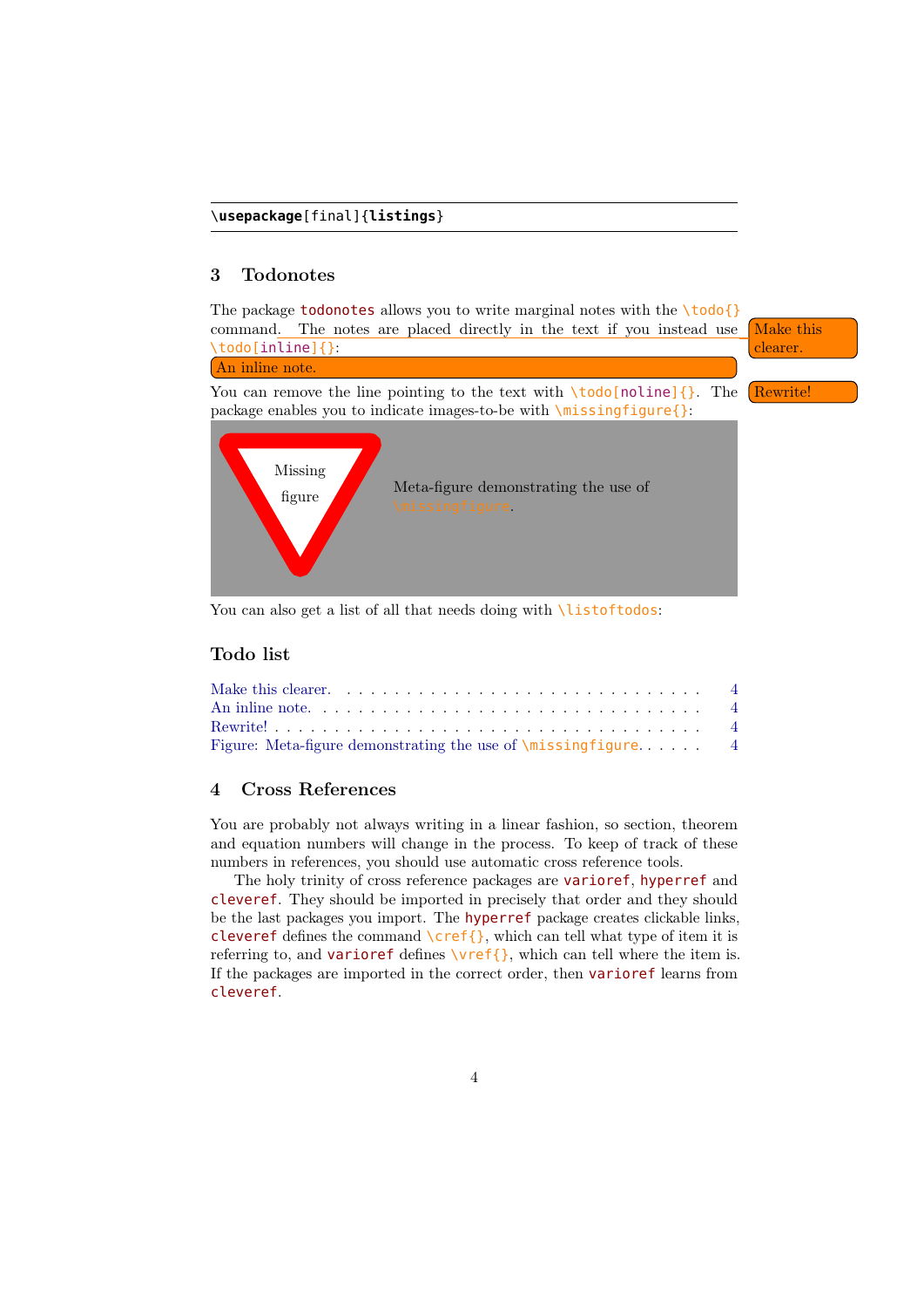```
\usepackage[final]{listings}
```

## 3 Todonotes

The package todonotes allows you to write marginal notes with the `\todo{}` command. The notes are placed directly in the text if you instead use `\todo[inline]{}`:

Make this clearer.

An inline note.

You can remove the line pointing to the text with `\todo[noline]{}`. The package enables you to indicate images-to-be with `\missingfigure{}`:

Rewrite!

Missing figure

Meta-figure demonstrating the use of `\missingfigure`.

You can also get a list of all that needs doing with `\listoftodos`:

### Todo list

Make this clearer. . . . . . . . . . . . . . . . . . . . . . . . . . . . . . 4
An inline note. . . . . . . . . . . . . . . . . . . . . . . . . . . . . . . 4
Rewrite! . . . . . . . . . . . . . . . . . . . . . . . . . . . . . . . . . 4
Figure: Meta-figure demonstrating the use of `\missingfigure`. . . . . . 4

## 4 Cross References

You are probably not always writing in a linear fashion, so section, theorem and equation numbers will change in the process. To keep of track of these numbers in references, you should use automatic cross reference tools.

The holy trinity of cross reference packages are varioref, hyperref and cleveref. They should be imported in precisely that order and they should be the last packages you import. The hyperref package creates clickable links, cleveref defines the command `\cref{}`, which can tell what type of item it is referring to, and varioref defines `\vref{}`, which can tell where the item is. If the packages are imported in the correct order, then varioref learns from cleveref.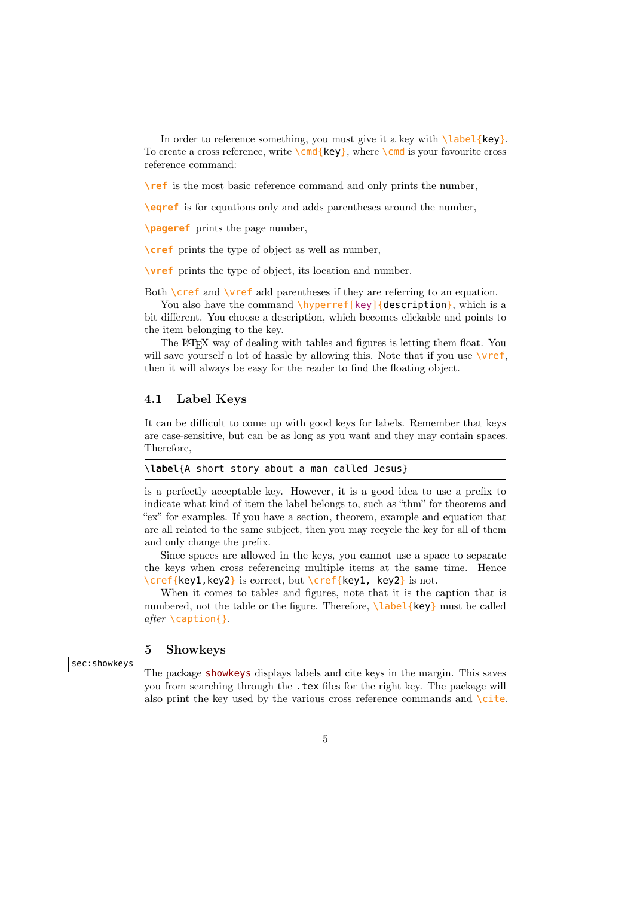In order to reference something, you must give it a key with `\label{key}`. To create a cross reference, write `\cmd{key}`, where `\cmd` is your favourite cross reference command:

**`\ref`** is the most basic reference command and only prints the number,

**`\eqref`** is for equations only and adds parentheses around the number,

**`\pageref`** prints the page number,

**`\cref`** prints the type of object as well as number,

**`\vref`** prints the type of object, its location and number.

Both `\cref` and `\vref` add parentheses if they are referring to an equation.

You also have the command `\hyperref[key]{description}`, which is a bit different. You choose a description, which becomes clickable and points to the item belonging to the key.

The LaTeX way of dealing with tables and figures is letting them float. You will save yourself a lot of hassle by allowing this. Note that if you use `\vref`, then it will always be easy for the reader to find the floating object.

## 4.1 Label Keys

It can be difficult to come up with good keys for labels. Remember that keys are case-sensitive, but can be as long as you want and they may contain spaces. Therefore,

```
\label{A short story about a man called Jesus}
```

is a perfectly acceptable key. However, it is a good idea to use a prefix to indicate what kind of item the label belongs to, such as "thm" for theorems and "ex" for examples. If you have a section, theorem, example and equation that are all related to the same subject, then you may recycle the key for all of them and only change the prefix.

Since spaces are allowed in the keys, you cannot use a space to separate the keys when cross referencing multiple items at the same time. Hence `\cref{key1,key2}` is correct, but `\cref{key1, key2}` is not.

When it comes to tables and figures, note that it is the caption that is numbered, not the table or the figure. Therefore, `\label{key}` must be called *after* `\caption{}`.

# 5 Showkeys

sec:showkeys

The package showkeys displays labels and cite keys in the margin. This saves you from searching through the `.tex` files for the right key. The package will also print the key used by the various cross reference commands and `\cite`.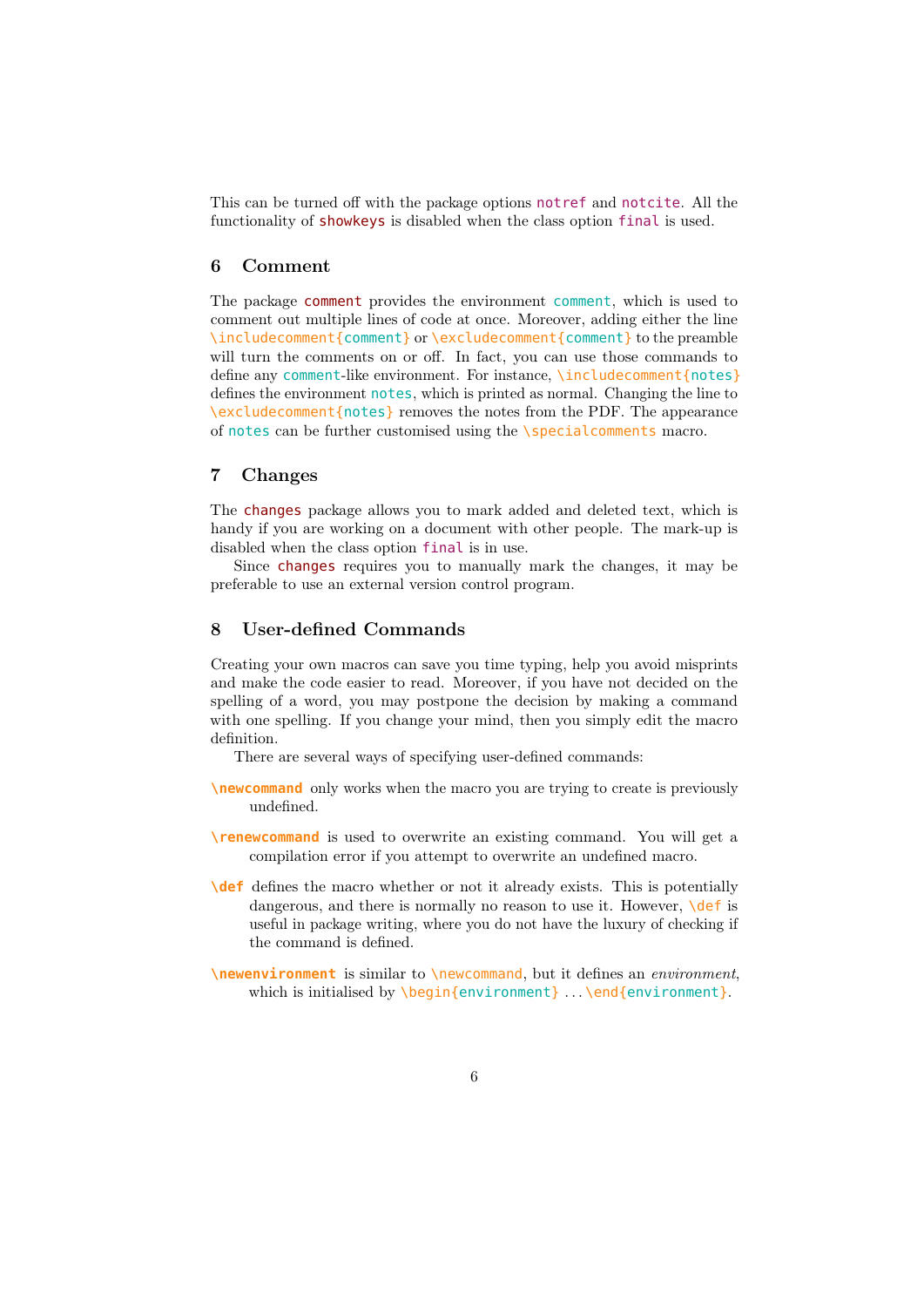This can be turned off with the package options `notref` and `notcite`. All the functionality of `showkeys` is disabled when the class option `final` is used.

## 6 Comment

The package `comment` provides the environment `comment`, which is used to comment out multiple lines of code at once. Moreover, adding either the line `\includecomment{comment}` or `\excludecomment{comment}` to the preamble will turn the comments on or off. In fact, you can use those commands to define any `comment`-like environment. For instance, `\includecomment{notes}` defines the environment `notes`, which is printed as normal. Changing the line to `\excludecomment{notes}` removes the notes from the PDF. The appearance of `notes` can be further customised using the `\specialcomments` macro.

## 7 Changes

The `changes` package allows you to mark added and deleted text, which is handy if you are working on a document with other people. The mark-up is disabled when the class option `final` is in use.

Since `changes` requires you to manually mark the changes, it may be preferable to use an external version control program.

## 8 User-defined Commands

Creating your own macros can save you time typing, help you avoid misprints and make the code easier to read. Moreover, if you have not decided on the spelling of a word, you may postpone the decision by making a command with one spelling. If you change your mind, then you simply edit the macro definition.

There are several ways of specifying user-defined commands:

**`\newcommand`** only works when the macro you are trying to create is previously undefined.

**`\renewcommand`** is used to overwrite an existing command. You will get a compilation error if you attempt to overwrite an undefined macro.

**`\def`** defines the macro whether or not it already exists. This is potentially dangerous, and there is normally no reason to use it. However, `\def` is useful in package writing, where you do not have the luxury of checking if the command is defined.

**`\newenvironment`** is similar to `\newcommand`, but it defines an *environment*, which is initialised by `\begin{environment}` ... `\end{environment}`.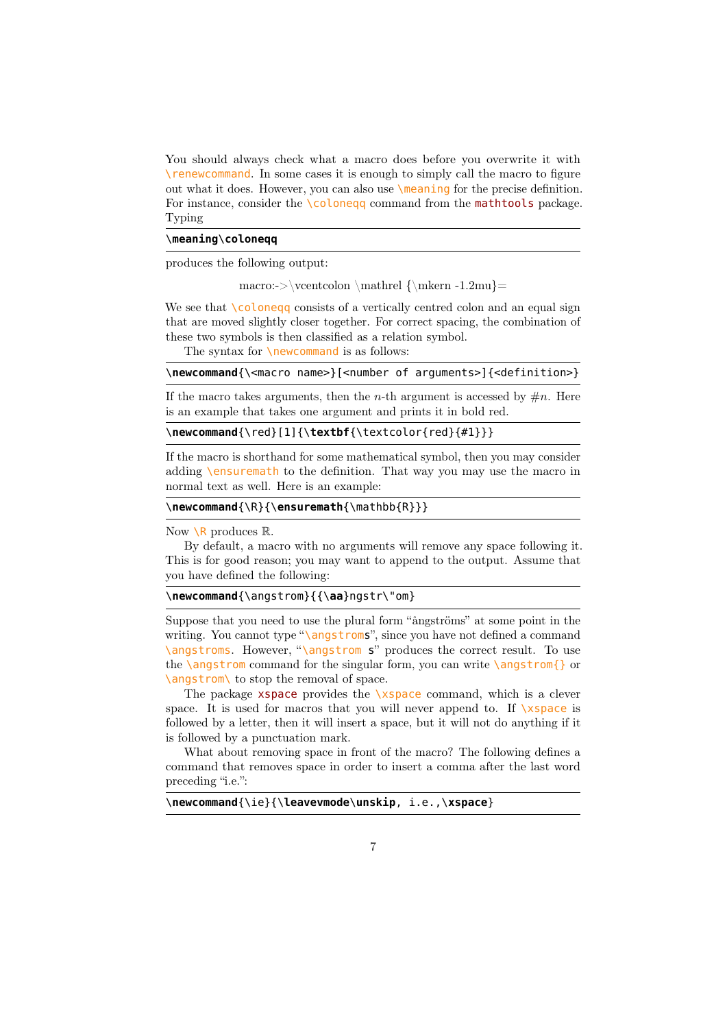You should always check what a macro does before you overwrite it with `\renewcommand`. In some cases it is enough to simply call the macro to figure out what it does. However, you can also use `\meaning` for the precise definition. For instance, consider the `\coloneqq` command from the `mathtools` package. Typing

```
\meaning\coloneqq
```

produces the following output:

macro:->\vcentcolon \mathrel {\mkern -1.2mu}=

We see that `\coloneqq` consists of a vertically centred colon and an equal sign that are moved slightly closer together. For correct spacing, the combination of these two symbols is then classified as a relation symbol.

The syntax for `\newcommand` is as follows:

```
\newcommand{\<macro name>}[<number of arguments>]{<definition>}
```

If the macro takes arguments, then the $n$-th argument is accessed by $\#n$. Here is an example that takes one argument and prints it in bold red.

```
\newcommand{\red}[1]{\textbf{\textcolor{red}{#1}}}
```

If the macro is shorthand for some mathematical symbol, then you may consider adding `\ensuremath` to the definition. That way you may use the macro in normal text as well. Here is an example:

```
\newcommand{\R}{\ensuremath{\mathbb{R}}}
```

Now `\R` produces $\mathbb{R}$.

By default, a macro with no arguments will remove any space following it. This is for good reason; you may want to append to the output. Assume that you have defined the following:

```
\newcommand{\angstrom}{{\aa}ngstr\"om}
```

Suppose that you need to use the plural form “ångströms” at some point in the writing. You cannot type “`\angstroms`”, since you have not defined a command `\angstroms`. However, “`\angstrom s`” produces the correct result. To use the `\angstrom` command for the singular form, you can write `\angstrom{}` or `\angstrom\` to stop the removal of space.

The package `xspace` provides the `\xspace` command, which is a clever space. It is used for macros that you will never append to. If `\xspace` is followed by a letter, then it will insert a space, but it will not do anything if it is followed by a punctuation mark.

What about removing space in front of the macro? The following defines a command that removes space in order to insert a comma after the last word preceding “i.e.”:

```
\newcommand{\ie}{\leavevmode\unskip, i.e.,\xspace}
```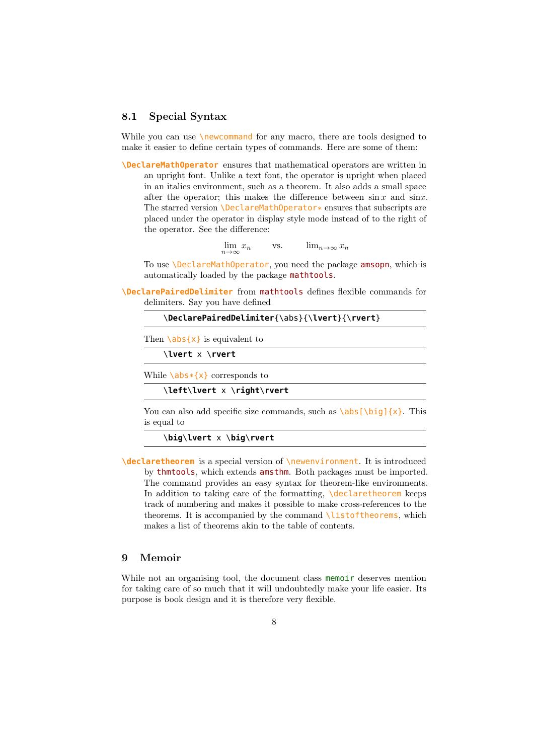### 8.1 Special Syntax

While you can use `\newcommand` for any macro, there are tools designed to make it easier to define certain types of commands. Here are some of them:

**`\DeclareMathOperator`** ensures that mathematical operators are written in an upright font. Unlike a text font, the operator is upright when placed in an italics environment, such as a theorem. It also adds a small space after the operator; this makes the difference between $\sin x$ and $\mathrm{sin}x$. The starred version `\DeclareMathOperator*` ensures that subscripts are placed under the operator in display style mode instead of to the right of the operator. See the difference:

$$\lim_{n\to\infty} x_n \qquad \text{vs.} \qquad \mathrm{lim}_{n\to\infty}\, x_n$$

To use `\DeclareMathOperator`, you need the package `amsopn`, which is automatically loaded by the package `mathtools`.

**`\DeclarePairedDelimiter`** from `mathtools` defines flexible commands for delimiters. Say you have defined

```
\DeclarePairedDelimiter{\abs}{\lvert}{\rvert}
```

Then `\abs{x}` is equivalent to

```
\lvert x \rvert
```

While `\abs*{x}` corresponds to

```
\left\lvert x \right\rvert
```

You can also add specific size commands, such as `\abs[\big]{x}`. This is equal to

```
\big\lvert x \big\rvert
```

**`\declaretheorem`** is a special version of `\newenvironment`. It is introduced by `thmtools`, which extends `amsthm`. Both packages must be imported. The command provides an easy syntax for theorem-like environments. In addition to taking care of the formatting, `\declaretheorem` keeps track of numbering and makes it possible to make cross-references to the theorems. It is accompanied by the command `\listoftheorems`, which makes a list of theorems akin to the table of contents.

## 9 Memoir

While not an organising tool, the document class `memoir` deserves mention for taking care of so much that it will undoubtedly make your life easier. Its purpose is book design and it is therefore very flexible.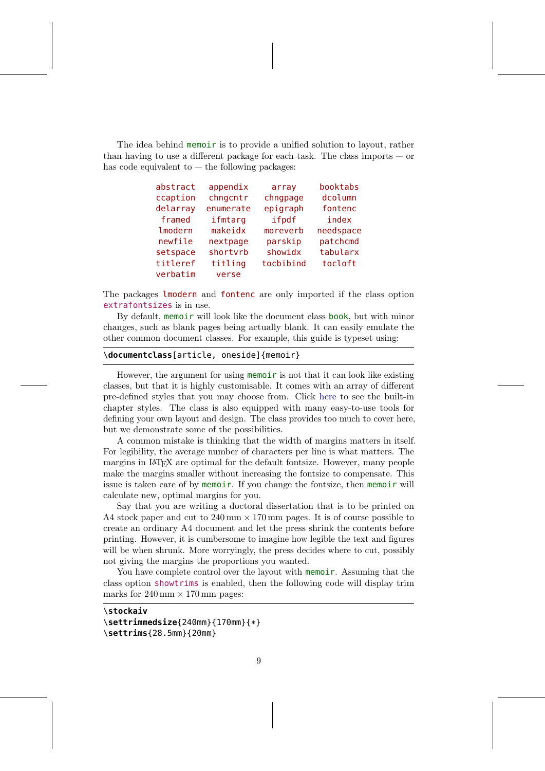The idea behind `memoir` is to provide a unified solution to layout, rather than having to use a different package for each task. The class imports — or has code equivalent to — the following packages:

| | | | |
|---|---|---|---|
| `abstract` | `appendix` | `array` | `booktabs` |
| `ccaption` | `chngcntr` | `chngpage` | `dcolumn` |
| `delarray` | `enumerate` | `epigraph` | `fontenc` |
| `framed` | `ifmtarg` | `ifpdf` | `index` |
| `lmodern` | `makeidx` | `moreverb` | `needspace` |
| `newfile` | `nextpage` | `parskip` | `patchcmd` |
| `setspace` | `shortvrb` | `showidx` | `tabularx` |
| `titleref` | `titling` | `tocbibind` | `tocloft` |
| `verbatim` | `verse` | | |

The packages `lmodern` and `fontenc` are only imported if the class option `extrafontsizes` is in use.

By default, `memoir` will look like the document class `book`, but with minor changes, such as blank pages being actually blank. It can easily emulate the other common document classes. For example, this guide is typeset using:

```
\documentclass[article, oneside]{memoir}
```

However, the argument for using `memoir` is not that it can look like existing classes, but that it is highly customisable. It comes with an array of different pre-defined styles that you may choose from. Click here to see the built-in chapter styles. The class is also equipped with many easy-to-use tools for defining your own layout and design. The class provides too much to cover here, but we demonstrate some of the possibilities.

A common mistake is thinking that the width of margins matters in itself. For legibility, the average number of characters per line is what matters. The margins in LaTeX are optimal for the default fontsize. However, many people make the margins smaller without increasing the fontsize to compensate. This issue is taken care of by `memoir`. If you change the fontsize, then `memoir` will calculate new, optimal margins for you.

Say that you are writing a doctoral dissertation that is to be printed on A4 stock paper and cut to 240 mm × 170 mm pages. It is of course possible to create an ordinary A4 document and let the press shrink the contents before printing. However, it is cumbersome to imagine how legible the text and figures will be when shrunk. More worryingly, the press decides where to cut, possibly not giving the margins the proportions you wanted.

You have complete control over the layout with `memoir`. Assuming that the class option `showtrims` is enabled, then the following code will display trim marks for 240 mm × 170 mm pages:

```
\stockaiv
\settrimmedsize{240mm}{170mm}{*}
\settrims{28.5mm}{20mm}
```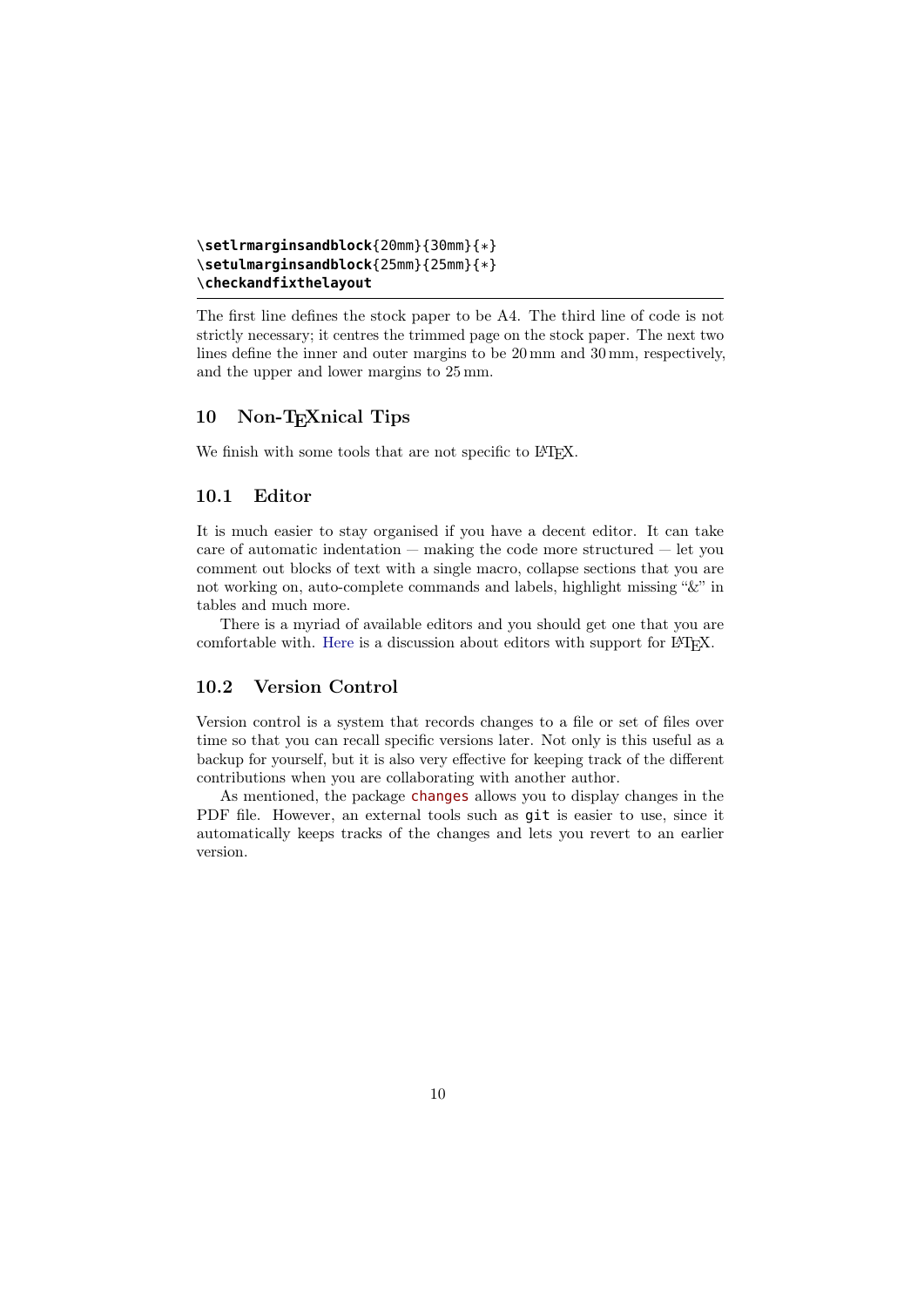```
\setlrmarginsandblock{20mm}{30mm}{*}
\setulmarginsandblock{25mm}{25mm}{*}
\checkandfixthelayout
```

The first line defines the stock paper to be A4. The third line of code is not strictly necessary; it centres the trimmed page on the stock paper. The next two lines define the inner and outer margins to be 20 mm and 30 mm, respectively, and the upper and lower margins to 25 mm.

## 10 Non-TEXnical Tips

We finish with some tools that are not specific to LaTeX.

### 10.1 Editor

It is much easier to stay organised if you have a decent editor. It can take care of automatic indentation — making the code more structured — let you comment out blocks of text with a single macro, collapse sections that you are not working on, auto-complete commands and labels, highlight missing "&" in tables and much more.

There is a myriad of available editors and you should get one that you are comfortable with. Here is a discussion about editors with support for LaTeX.

### 10.2 Version Control

Version control is a system that records changes to a file or set of files over time so that you can recall specific versions later. Not only is this useful as a backup for yourself, but it is also very effective for keeping track of the different contributions when you are collaborating with another author.

As mentioned, the package `changes` allows you to display changes in the PDF file. However, an external tools such as `git` is easier to use, since it automatically keeps tracks of the changes and lets you revert to an earlier version.